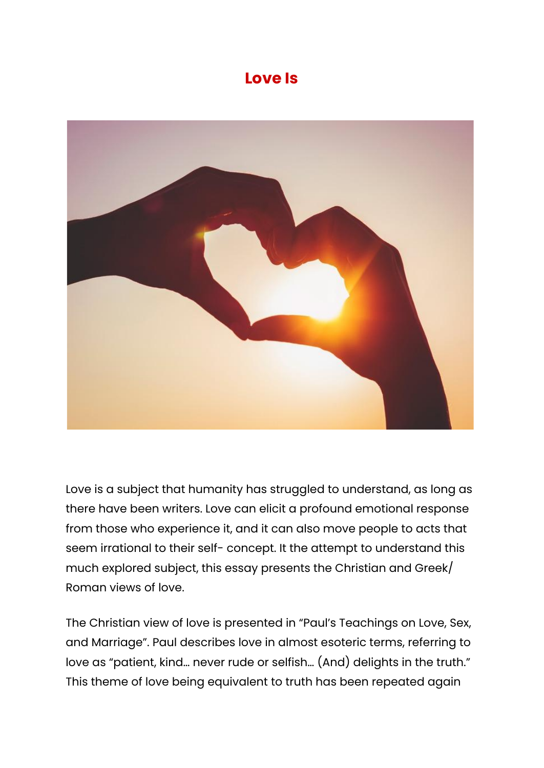# Love Is

Love is a subject that humanity has struggled to understand, as long as there have been writers. Love can elicit a profound emotional response from those who experience it, and it can also move people to acts that seem irrational to their self- concept. It the attempt to understand this much explored subject, this essay presents the Christian and Greek/ Roman views of love.

The Christian view of love is presented in "Paul's Teachings on Love, Sex, and Marriage". Paul describes love in almost esoteric terms, referring to love as "patient, kind... never rude or selfish... (And) delights in the truth." This theme of love being equivalent to truth has been repeated again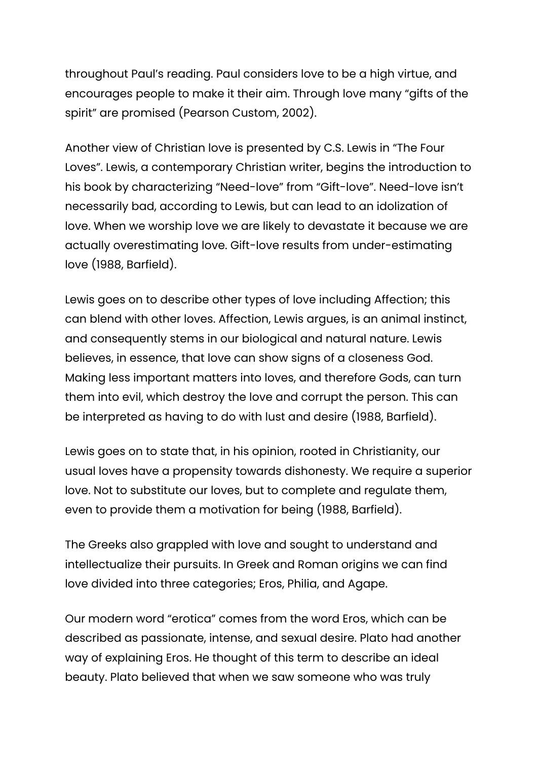throughout Paul's reading. Paul considers love to be a high virtue, and encourages people to make it their aim. Through love many "gifts of the spirit" are promised (Pearson Custom, 2002).

Another view of Christian love is presented by C.S. Lewis in "The Four Loves". Lewis, a contemporary Christian writer, begins the introduction to his book by characterizing "Need-love" from "Gift-love". Need-love isn't necessarily bad, according to Lewis, but can lead to an idolization of love. When we worship love we are likely to devastate it because we are actually overestimating love. Gift-love results from under-estimating love (1988, Barfield).

Lewis goes on to describe other types of love including Affection; this can blend with other loves. Affection, Lewis argues, is an animal instinct, and consequently stems in our biological and natural nature. Lewis believes, in essence, that love can show signs of a closeness God. Making less important matters into loves, and therefore Gods, can turn them into evil, which destroy the love and corrupt the person. This can be interpreted as having to do with lust and desire (1988, Barfield).

Lewis goes on to state that, in his opinion, rooted in Christianity, our usual loves have a propensity towards dishonesty. We require a superior love. Not to substitute our loves, but to complete and regulate them, even to provide them a motivation for being (1988, Barfield).

The Greeks also grappled with love and sought to understand and intellectualize their pursuits. In Greek and Roman origins we can find love divided into three categories; Eros, Philia, and Agape.

Our modern word "erotica" comes from the word Eros, which can be described as passionate, intense, and sexual desire. Plato had another way of explaining Eros. He thought of this term to describe an ideal beauty. Plato believed that when we saw someone who was truly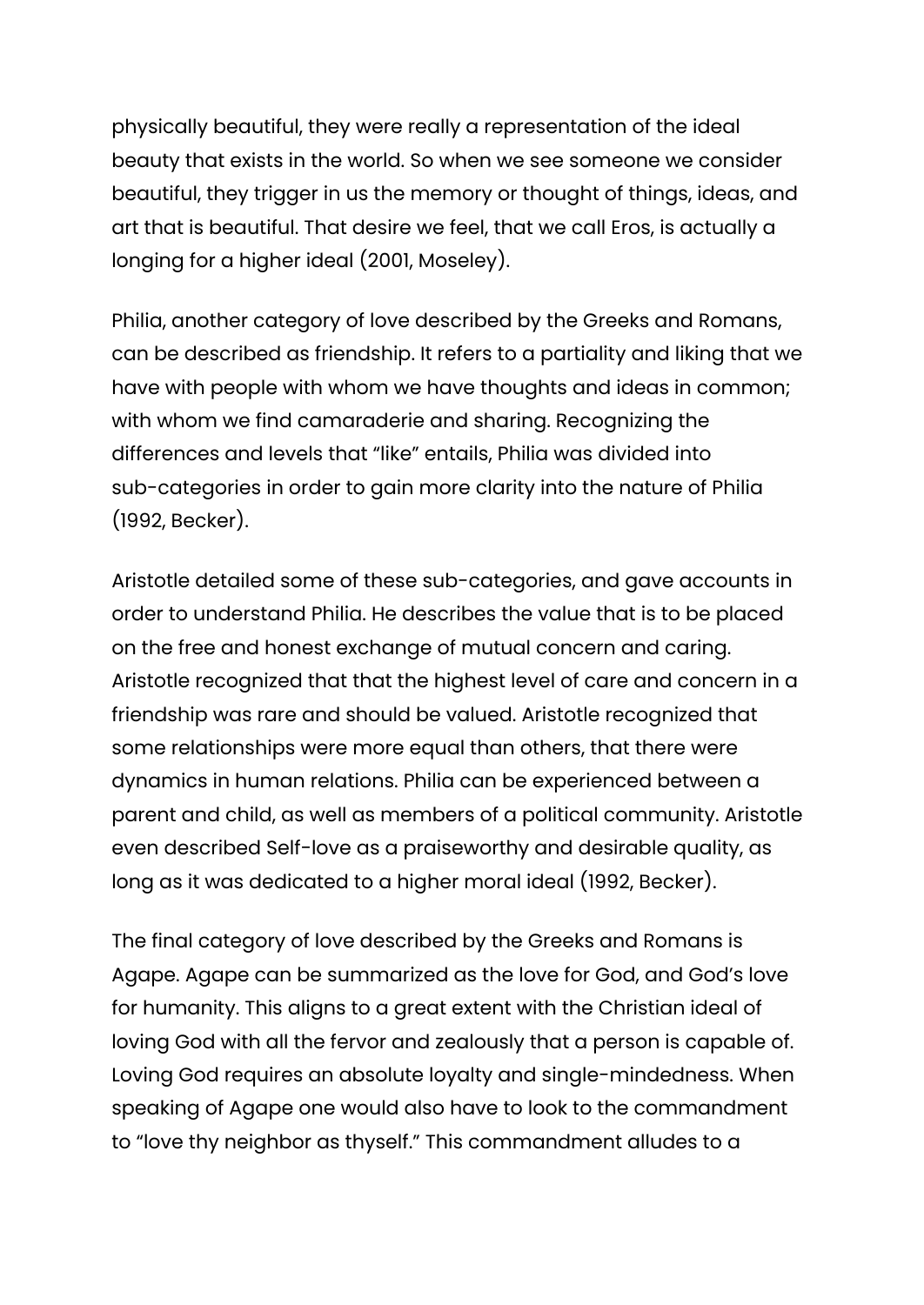physically beautiful, they were really a representation of the ideal beauty that exists in the world. So when we see someone we consider beautiful, they trigger in us the memory or thought of things, ideas, and art that is beautiful. That desire we feel, that we call Eros, is actually a longing for a higher ideal (2001, Moseley).

Philia, another category of love described by the Greeks and Romans, can be described as friendship. It refers to a partiality and liking that we have with people with whom we have thoughts and ideas in common; with whom we find camaraderie and sharing. Recognizing the differences and levels that "like" entails, Philia was divided into sub-categories in order to gain more clarity into the nature of Philia (1992, Becker).

Aristotle detailed some of these sub-categories, and gave accounts in order to understand Philia. He describes the value that is to be placed on the free and honest exchange of mutual concern and caring. Aristotle recognized that that the highest level of care and concern in a friendship was rare and should be valued. Aristotle recognized that some relationships were more equal than others, that there were dynamics in human relations. Philia can be experienced between a parent and child, as well as members of a political community. Aristotle even described Self-love as a praiseworthy and desirable quality, as long as it was dedicated to a higher moral ideal (1992, Becker).

The final category of love described by the Greeks and Romans is Agape. Agape can be summarized as the love for God, and God's love for humanity. This aligns to a great extent with the Christian ideal of loving God with all the fervor and zealously that a person is capable of. Loving God requires an absolute loyalty and single-mindedness. When speaking of Agape one would also have to look to the commandment to "love thy neighbor as thyself." This commandment alludes to a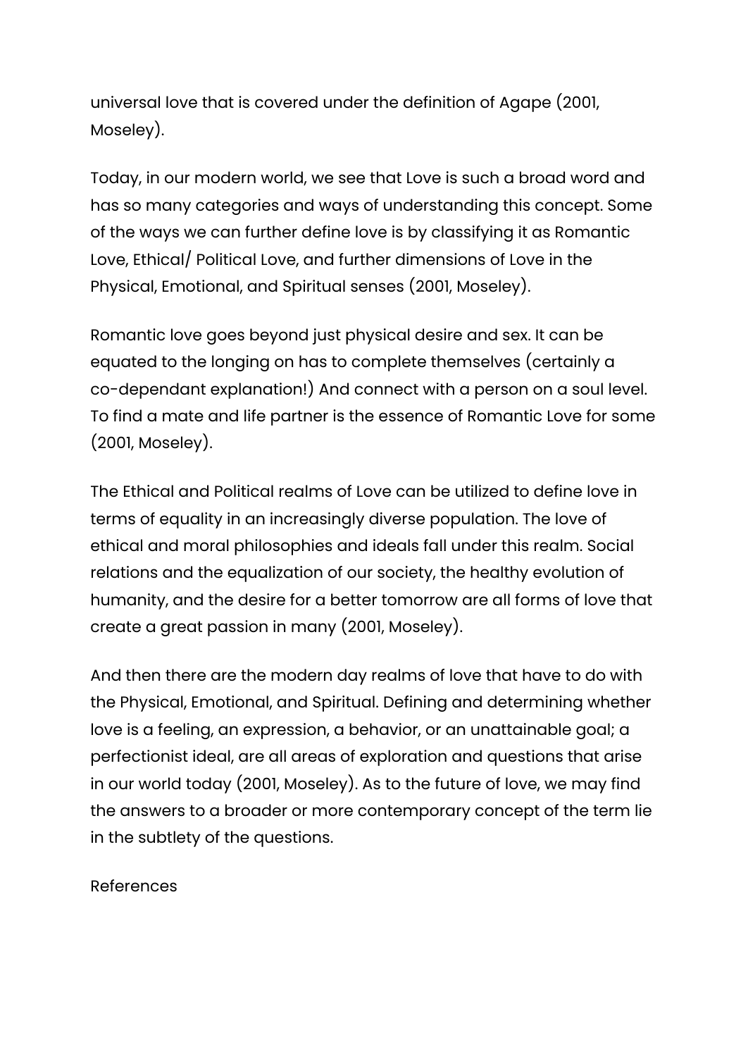universal love that is covered under the definition of Agape (2001, Moseley).

Today, in our modern world, we see that Love is such a broad word and has so many categories and ways of understanding this concept. Some of the ways we can further define love is by classifying it as Romantic Love, Ethical/ Political Love, and further dimensions of Love in the Physical, Emotional, and Spiritual senses (2001, Moseley).

Romantic love goes beyond just physical desire and sex. It can be equated to the longing on has to complete themselves (certainly a co-dependant explanation!) And connect with a person on a soul level. To find a mate and life partner is the essence of Romantic Love for some (2001, Moseley).

The Ethical and Political realms of Love can be utilized to define love in terms of equality in an increasingly diverse population. The love of ethical and moral philosophies and ideals fall under this realm. Social relations and the equalization of our society, the healthy evolution of humanity, and the desire for a better tomorrow are all forms of love that create a great passion in many (2001, Moseley).

And then there are the modern day realms of love that have to do with the Physical, Emotional, and Spiritual. Defining and determining whether love is a feeling, an expression, a behavior, or an unattainable goal; a perfectionist ideal, are all areas of exploration and questions that arise in our world today (2001, Moseley). As to the future of love, we may find the answers to a broader or more contemporary concept of the term lie in the subtlety of the questions.

References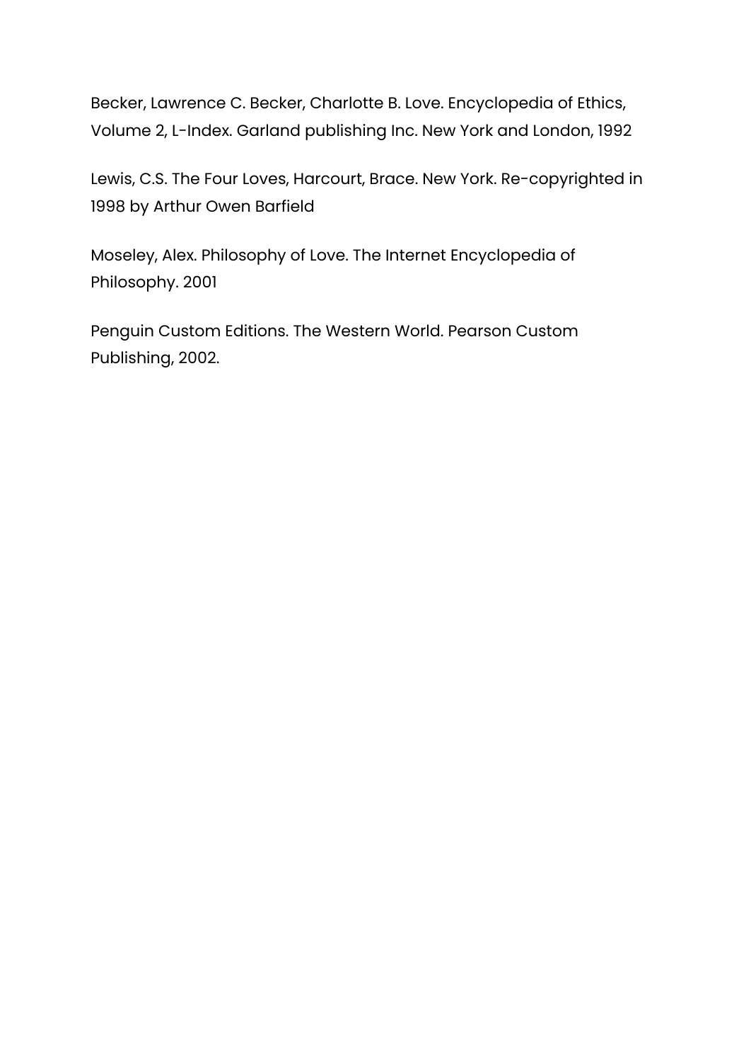Becker, Lawrence C. Becker, Charlotte B. Love. Encyclopedia of Ethics, Volume 2, L-Index. Garland publishing Inc. New York and London, 1992

Lewis, C.S. The Four Loves, Harcourt, Brace. New York. Re-copyrighted in 1998 by Arthur Owen Barfield

Moseley, Alex. Philosophy of Love. The Internet Encyclopedia of Philosophy. 2001

Penguin Custom Editions. The Western World. Pearson Custom Publishing, 2002.